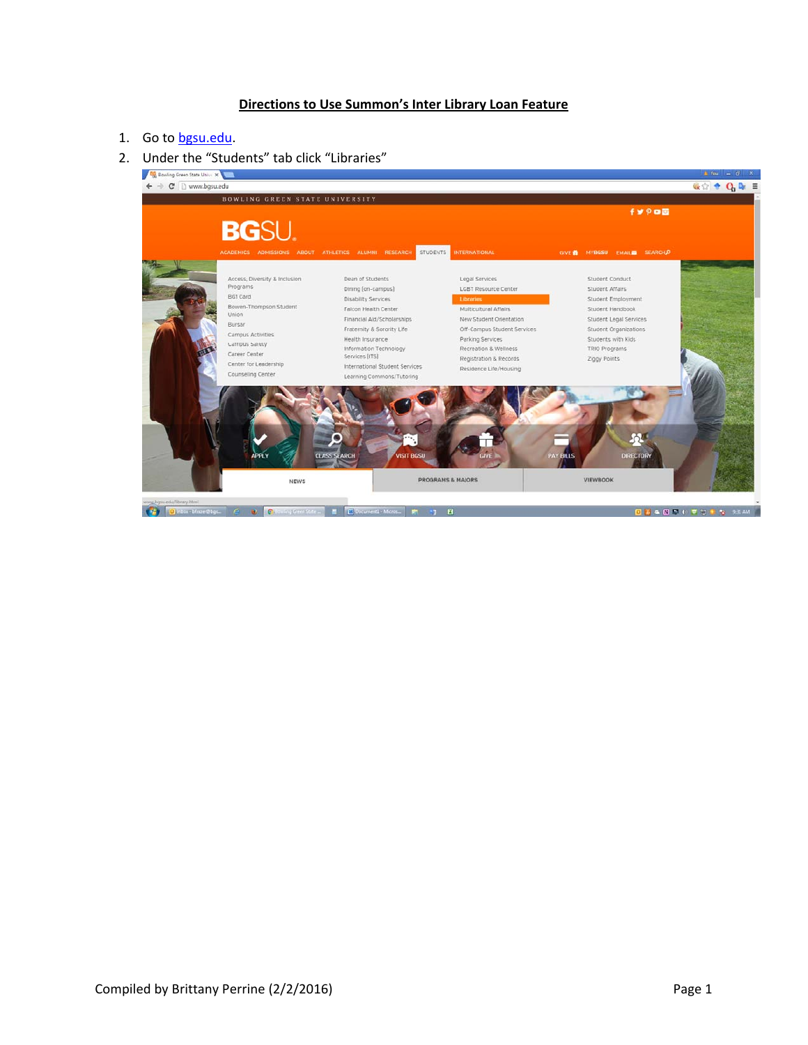# Directions to Use Summon's Inter Library Loan Feature

1. Go to bgsu.edu.
2. Under the "Students" tab click "Libraries"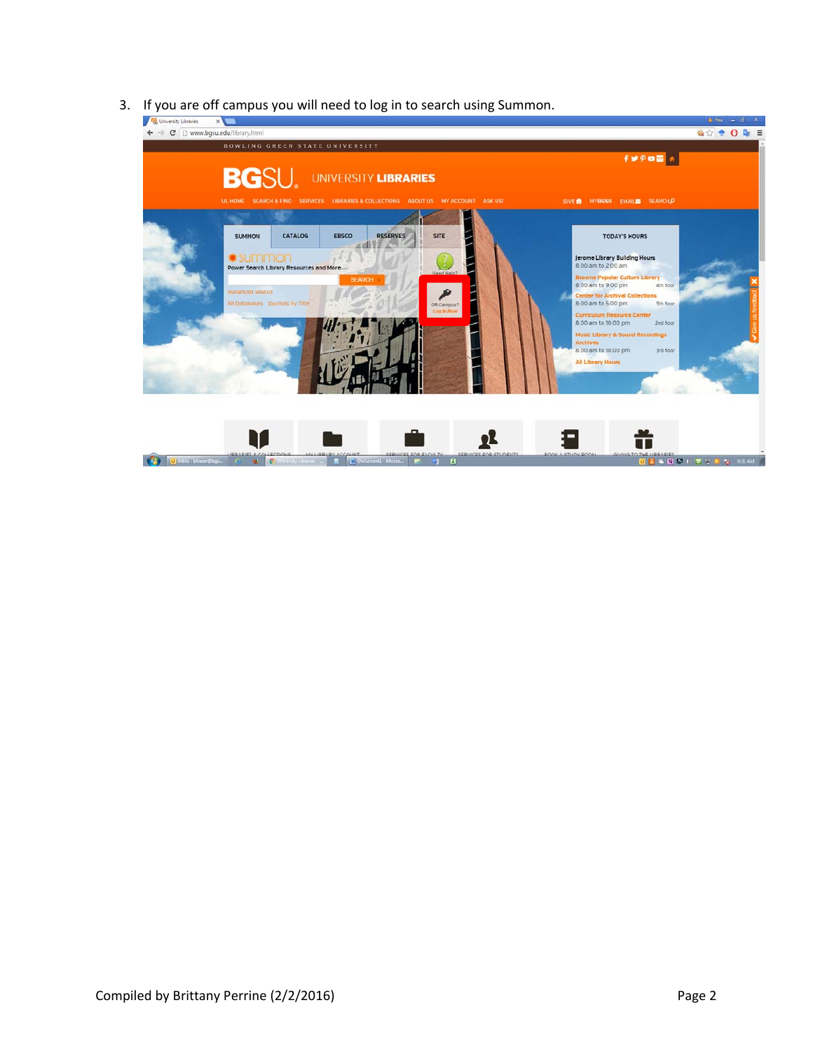3. If you are off campus you will need to log in to search using Summon.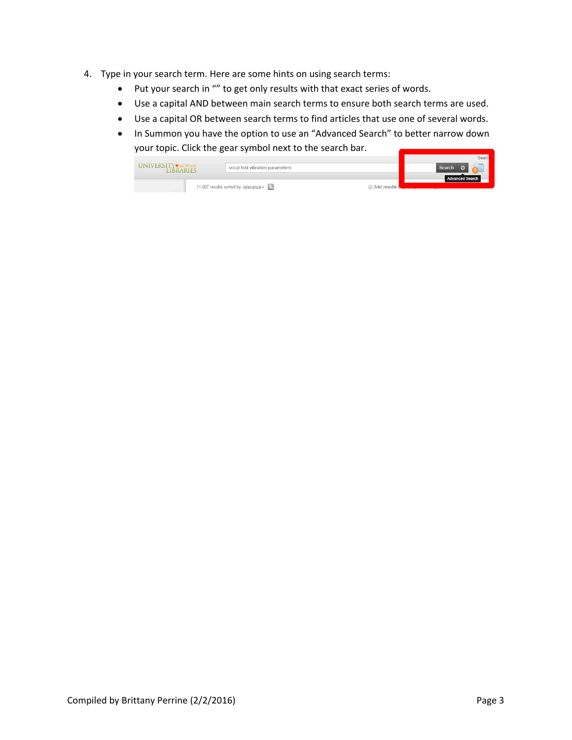4. Type in your search term. Here are some hints on using search terms:
   - Put your search in "" to get only results with that exact series of words.
   - Use a capital AND between main search terms to ensure both search terms are used.
   - Use a capital OR between search terms to find articles that use one of several words.
   - In Summon you have the option to use an "Advanced Search" to better narrow down your topic. Click the gear symbol next to the search bar.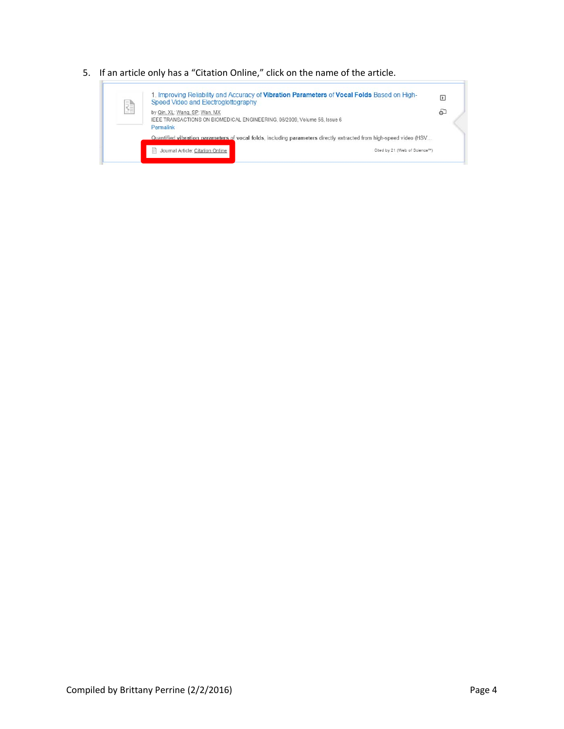5. If an article only has a "Citation Online," click on the name of the article.

1. Improving Reliability and Accuracy of **Vibration Parameters** of **Vocal Folds** Based on High-Speed Video and Electroglottography

by Qin, XL; Wang, SP; Wan, MX

IEEE TRANSACTIONS ON BIOMEDICAL ENGINEERING, 06/2009, Volume 56, Issue 6

Permalink

Quantified **vibration parameters** of **vocal folds**, including parameters directly extracted from high-speed video (HSV...

Journal Article: Citation Online

Cited by 21 (Web of Science℠)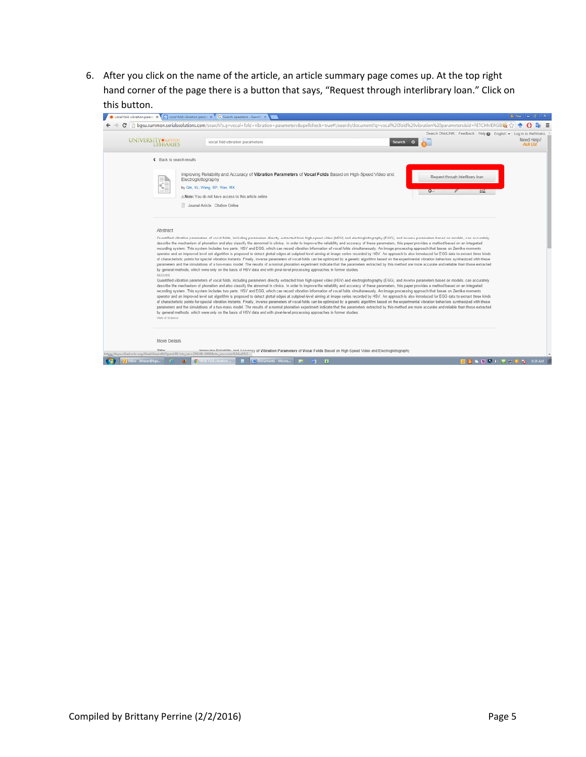6. After you click on the name of the article, an article summary page comes up. At the top right hand corner of the page there is a button that says, "Request through interlibrary loan." Click on this button.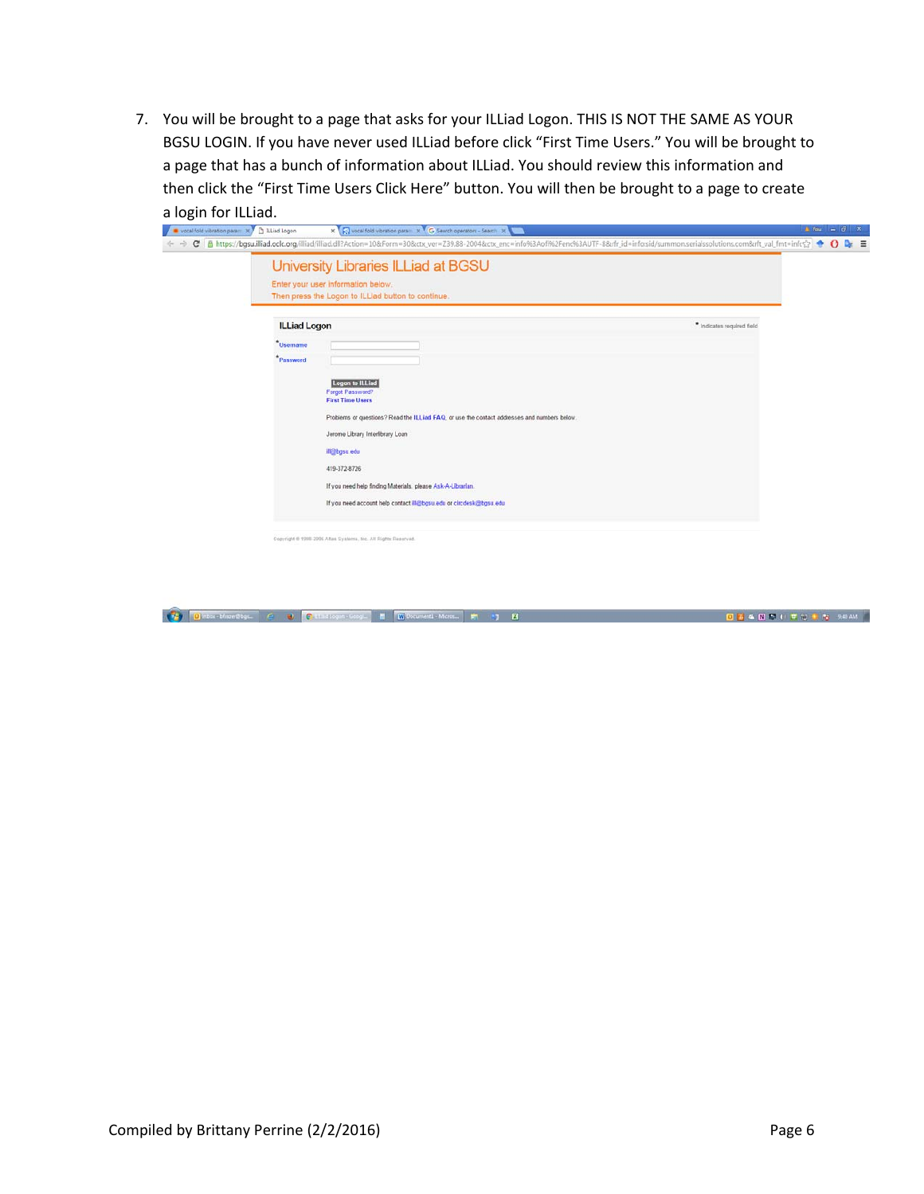7. You will be brought to a page that asks for your ILLiad Logon. THIS IS NOT THE SAME AS YOUR BGSU LOGIN. If you have never used ILLiad before click “First Time Users.” You will be brought to a page that has a bunch of information about ILLiad. You should review this information and then click the “First Time Users Click Here” button. You will then be brought to a page to create a login for ILLiad.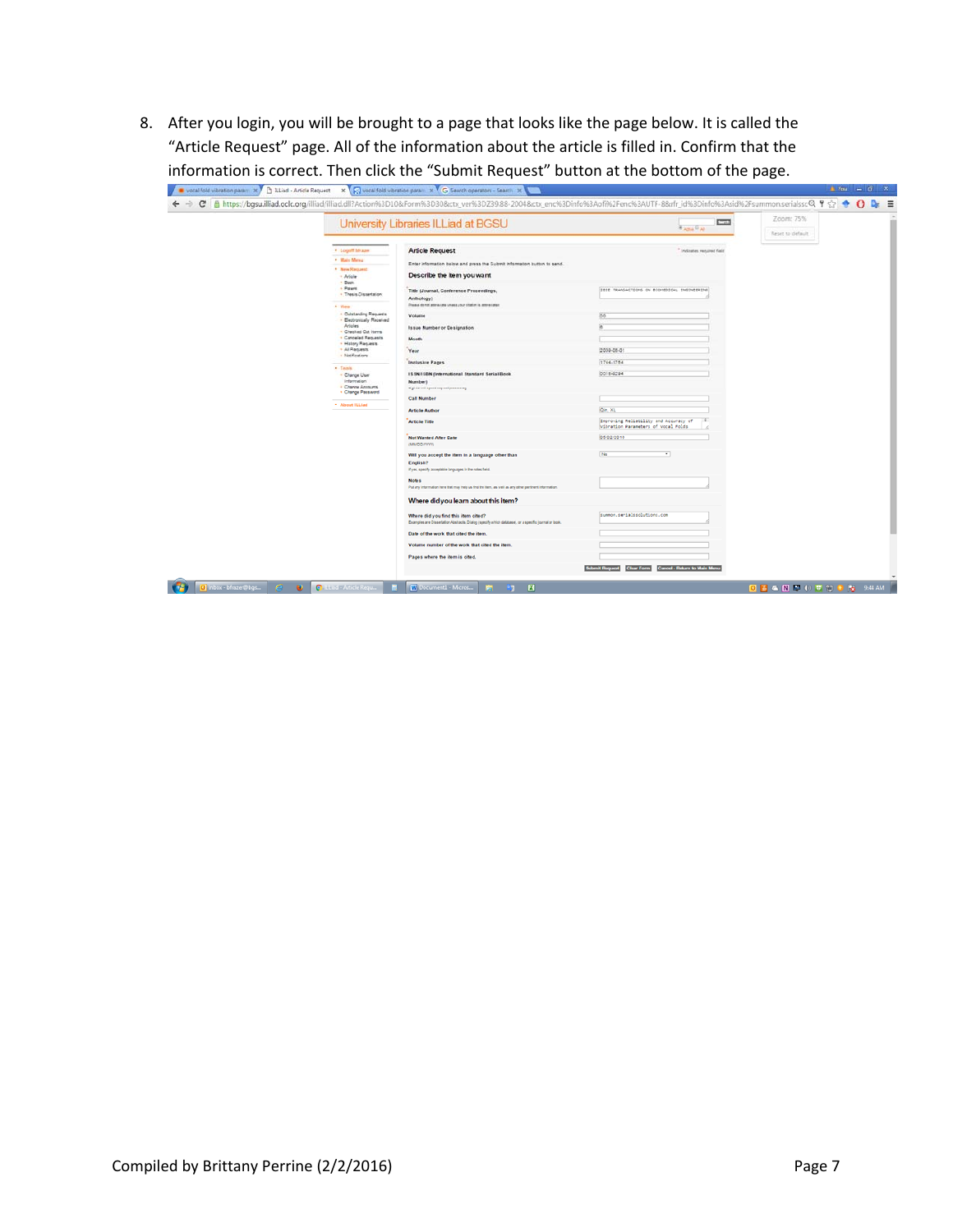8. After you login, you will be brought to a page that looks like the page below. It is called the "Article Request" page. All of the information about the article is filled in. Confirm that the information is correct. Then click the "Submit Request" button at the bottom of the page.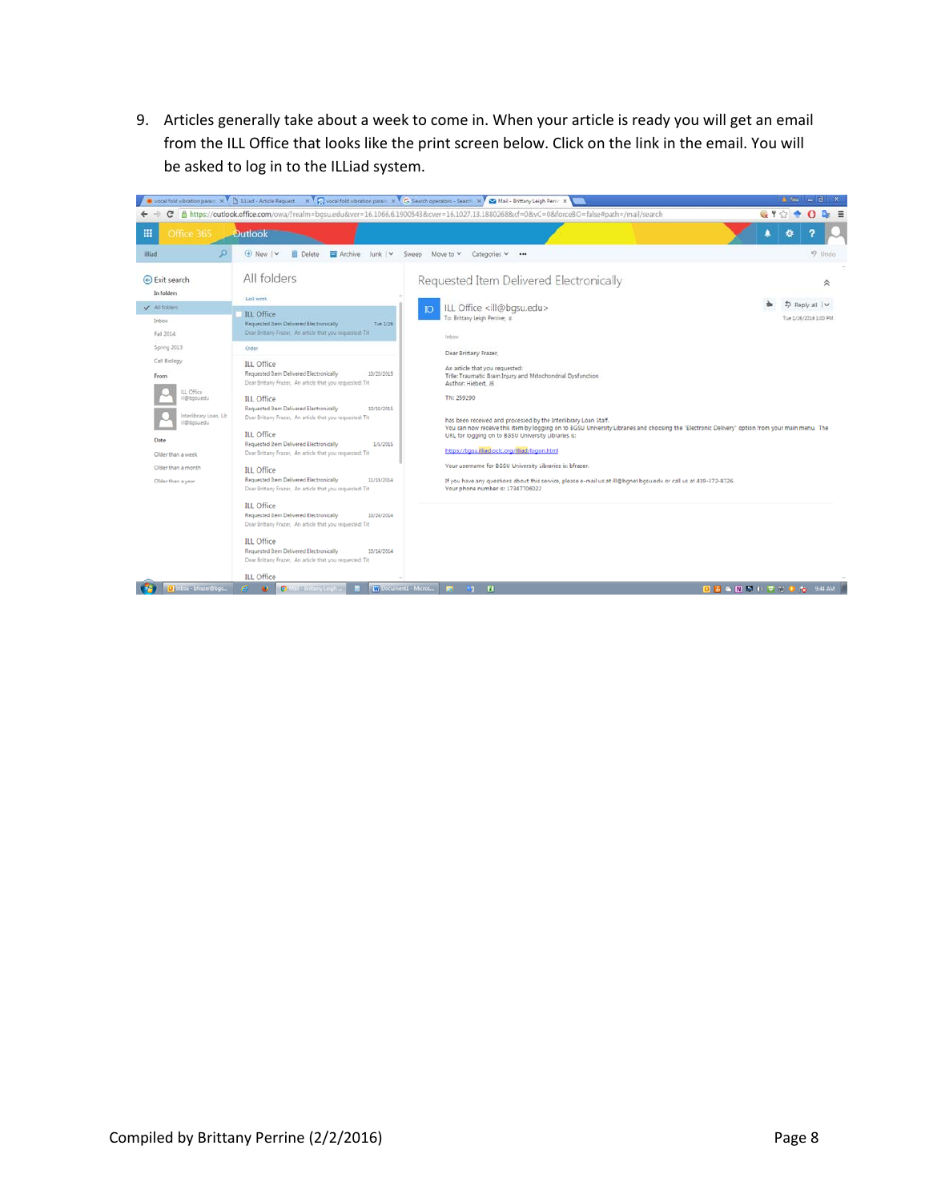9. Articles generally take about a week to come in. When your article is ready you will get an email from the ILL Office that looks like the print screen below. Click on the link in the email. You will be asked to log in to the ILLiad system.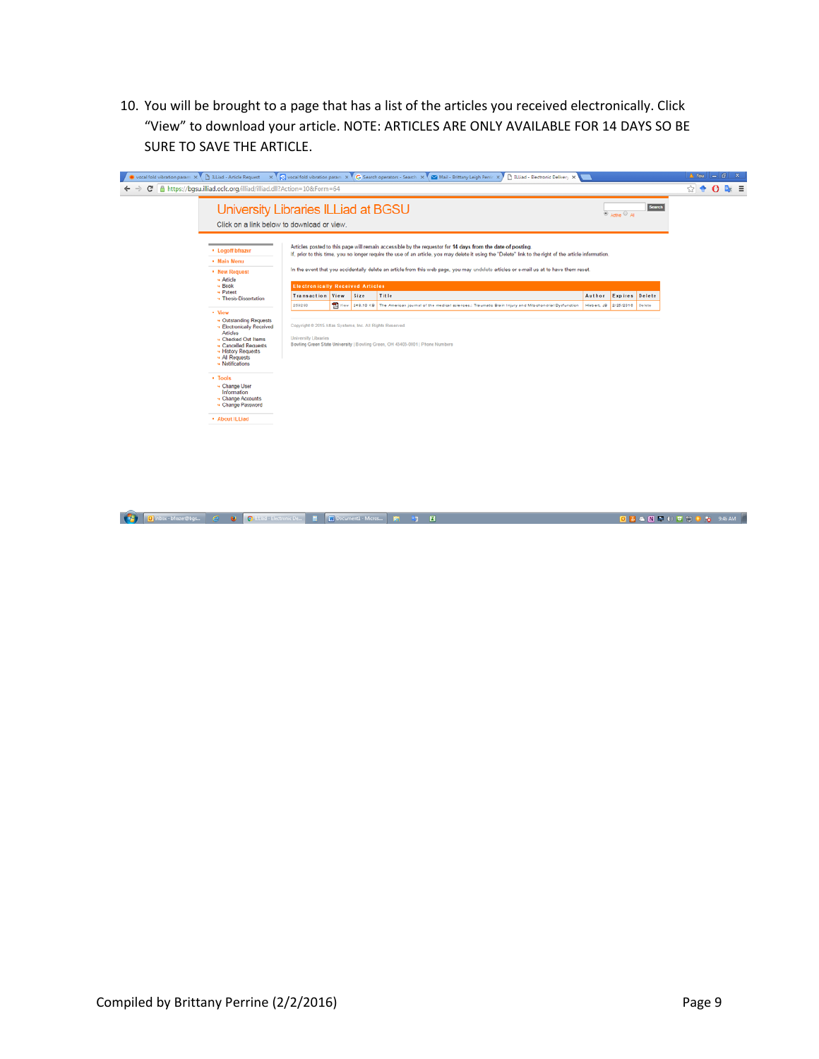10. You will be brought to a page that has a list of the articles you received electronically. Click "View" to download your article. NOTE: ARTICLES ARE ONLY AVAILABLE FOR 14 DAYS SO BE SURE TO SAVE THE ARTICLE.